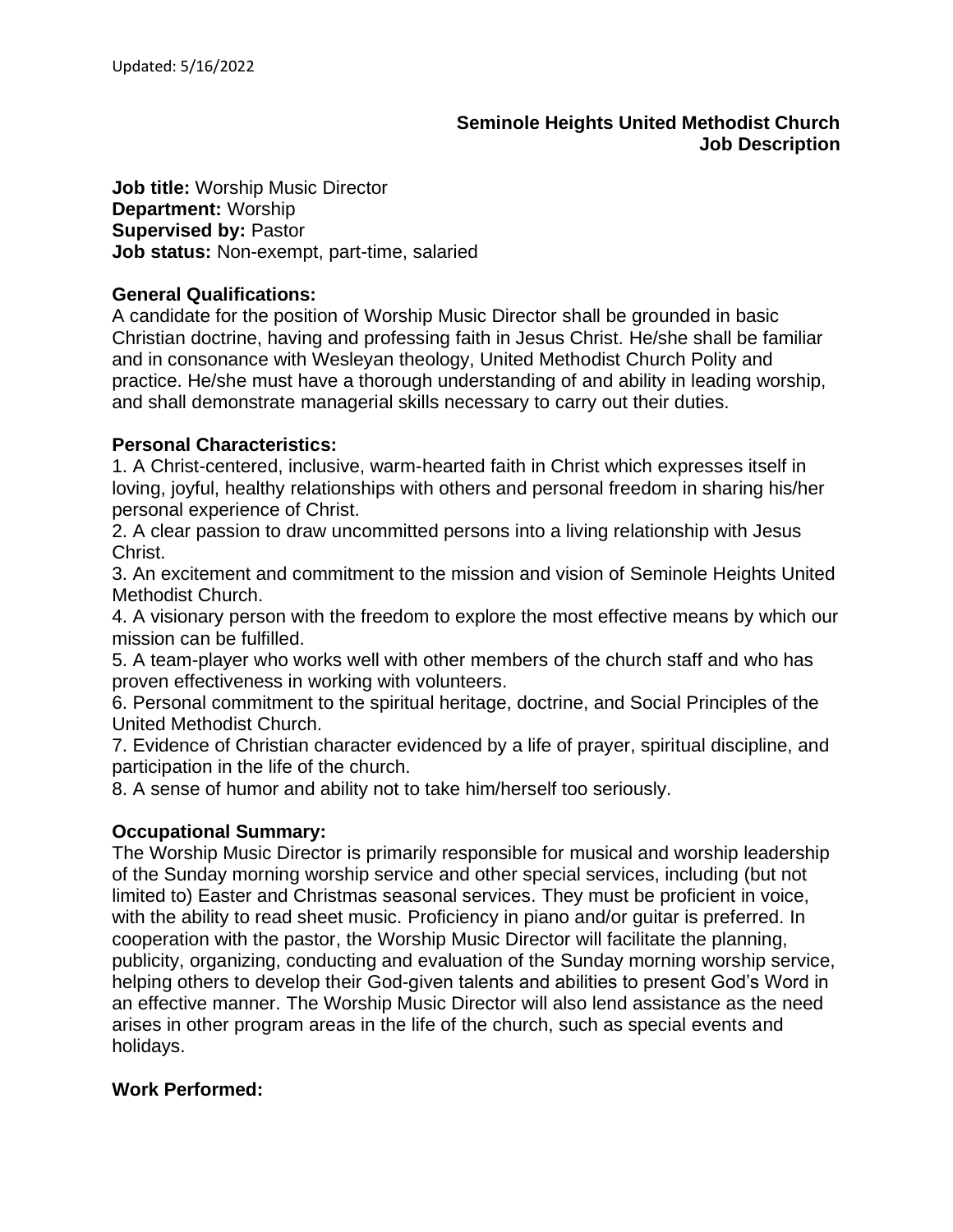Updated: 5/16/2022

**Seminole Heights United Methodist Church**
**Job Description**

**Job title:** Worship Music Director
**Department:** Worship
**Supervised by:** Pastor
**Job status:** Non-exempt, part-time, salaried

**General Qualifications:**
A candidate for the position of Worship Music Director shall be grounded in basic Christian doctrine, having and professing faith in Jesus Christ. He/she shall be familiar and in consonance with Wesleyan theology, United Methodist Church Polity and practice. He/she must have a thorough understanding of and ability in leading worship, and shall demonstrate managerial skills necessary to carry out their duties.

**Personal Characteristics:**

1. A Christ-centered, inclusive, warm-hearted faith in Christ which expresses itself in loving, joyful, healthy relationships with others and personal freedom in sharing his/her personal experience of Christ.
2. A clear passion to draw uncommitted persons into a living relationship with Jesus Christ.
3. An excitement and commitment to the mission and vision of Seminole Heights United Methodist Church.
4. A visionary person with the freedom to explore the most effective means by which our mission can be fulfilled.
5. A team-player who works well with other members of the church staff and who has proven effectiveness in working with volunteers.
6. Personal commitment to the spiritual heritage, doctrine, and Social Principles of the United Methodist Church.
7. Evidence of Christian character evidenced by a life of prayer, spiritual discipline, and participation in the life of the church.
8. A sense of humor and ability not to take him/herself too seriously.

**Occupational Summary:**
The Worship Music Director is primarily responsible for musical and worship leadership of the Sunday morning worship service and other special services, including (but not limited to) Easter and Christmas seasonal services. They must be proficient in voice, with the ability to read sheet music. Proficiency in piano and/or guitar is preferred. In cooperation with the pastor, the Worship Music Director will facilitate the planning, publicity, organizing, conducting and evaluation of the Sunday morning worship service, helping others to develop their God-given talents and abilities to present God's Word in an effective manner. The Worship Music Director will also lend assistance as the need arises in other program areas in the life of the church, such as special events and holidays.

**Work Performed:**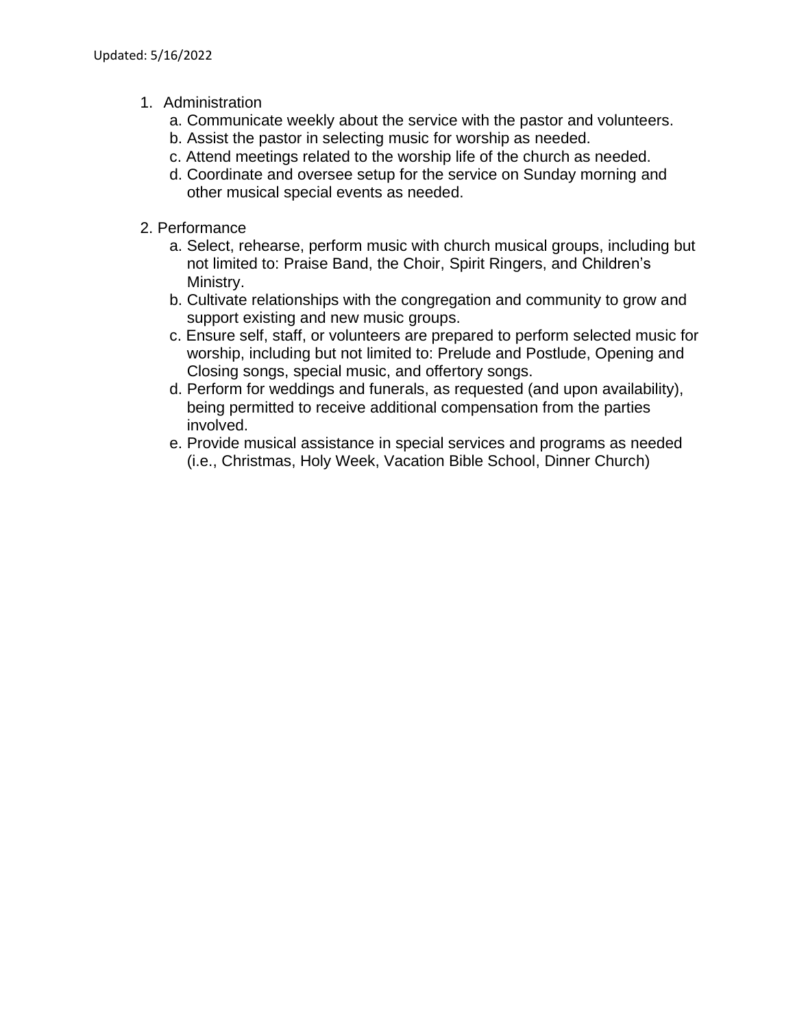1. Administration
    a. Communicate weekly about the service with the pastor and volunteers.
    b. Assist the pastor in selecting music for worship as needed.
    c. Attend meetings related to the worship life of the church as needed.
    d. Coordinate and oversee setup for the service on Sunday morning and other musical special events as needed.

2. Performance
    a. Select, rehearse, perform music with church musical groups, including but not limited to: Praise Band, the Choir, Spirit Ringers, and Children's Ministry.
    b. Cultivate relationships with the congregation and community to grow and support existing and new music groups.
    c. Ensure self, staff, or volunteers are prepared to perform selected music for worship, including but not limited to: Prelude and Postlude, Opening and Closing songs, special music, and offertory songs.
    d. Perform for weddings and funerals, as requested (and upon availability), being permitted to receive additional compensation from the parties involved.
    e. Provide musical assistance in special services and programs as needed (i.e., Christmas, Holy Week, Vacation Bible School, Dinner Church)